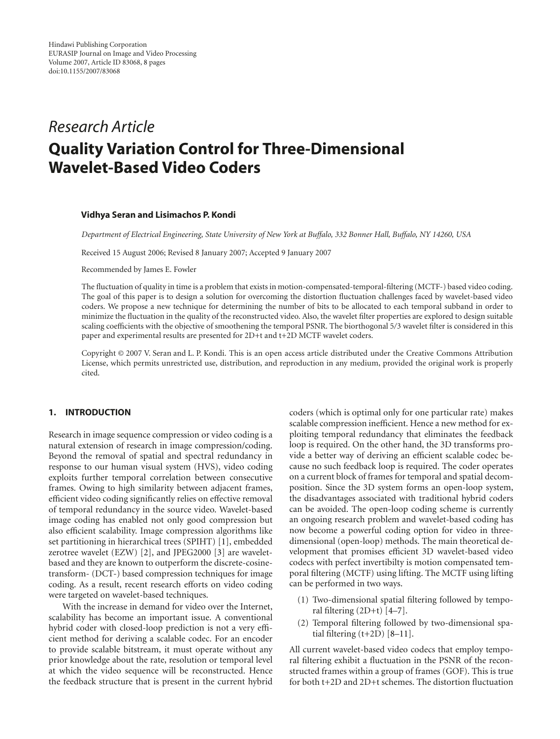Hindawi Publishing Corporation
EURASIP Journal on Image and Video Processing
Volume 2007, Article ID 83068, 8 pages
doi:10.1155/2007/83068

*Research Article*

# Quality Variation Control for Three-Dimensional Wavelet-Based Video Coders

**Vidhya Seran and Lisimachos P. Kondi**

*Department of Electrical Engineering, State University of New York at Buffalo, 332 Bonner Hall, Buffalo, NY 14260, USA*

Received 15 August 2006; Revised 8 January 2007; Accepted 9 January 2007

Recommended by James E. Fowler

The fluctuation of quality in time is a problem that exists in motion-compensated-temporal-filtering (MCTF-) based video coding. The goal of this paper is to design a solution for overcoming the distortion fluctuation challenges faced by wavelet-based video coders. We propose a new technique for determining the number of bits to be allocated to each temporal subband in order to minimize the fluctuation in the quality of the reconstructed video. Also, the wavelet filter properties are explored to design suitable scaling coefficients with the objective of smoothening the temporal PSNR. The biorthogonal 5/3 wavelet filter is considered in this paper and experimental results are presented for 2D+t and t+2D MCTF wavelet coders.

Copyright © 2007 V. Seran and L. P. Kondi. This is an open access article distributed under the Creative Commons Attribution License, which permits unrestricted use, distribution, and reproduction in any medium, provided the original work is properly cited.

## 1. INTRODUCTION

Research in image sequence compression or video coding is a natural extension of research in image compression/coding. Beyond the removal of spatial and spectral redundancy in response to our human visual system (HVS), video coding exploits further temporal correlation between consecutive frames. Owing to high similarity between adjacent frames, efficient video coding significantly relies on effective removal of temporal redundancy in the source video. Wavelet-based image coding has enabled not only good compression but also efficient scalability. Image compression algorithms like set partitioning in hierarchical trees (SPIHT) [1], embedded zerotree wavelet (EZW) [2], and JPEG2000 [3] are wavelet-based and they are known to outperform the discrete-cosine-transform- (DCT-) based compression techniques for image coding. As a result, recent research efforts on video coding were targeted on wavelet-based techniques.

With the increase in demand for video over the Internet, scalability has become an important issue. A conventional hybrid coder with closed-loop prediction is not a very efficient method for deriving a scalable codec. For an encoder to provide scalable bitstream, it must operate without any prior knowledge about the rate, resolution or temporal level at which the video sequence will be reconstructed. Hence the feedback structure that is present in the current hybrid coders (which is optimal only for one particular rate) makes scalable compression inefficient. Hence a new method for exploiting temporal redundancy that eliminates the feedback loop is required. On the other hand, the 3D transforms provide a better way of deriving an efficient scalable codec because no such feedback loop is required. The coder operates on a current block of frames for temporal and spatial decomposition. Since the 3D system forms an open-loop system, the disadvantages associated with traditional hybrid coders can be avoided. The open-loop coding scheme is currently an ongoing research problem and wavelet-based coding has now become a powerful coding option for video in three-dimensional (open-loop) methods. The main theoretical development that promises efficient 3D wavelet-based video codecs with perfect invertibilty is motion compensated temporal filtering (MCTF) using lifting. The MCTF using lifting can be performed in two ways.

(1) Two-dimensional spatial filtering followed by temporal filtering (2D+t) [4–7].
(2) Temporal filtering followed by two-dimensional spatial filtering (t+2D) [8–11].

All current wavelet-based video codecs that employ temporal filtering exhibit a fluctuation in the PSNR of the reconstructed frames within a group of frames (GOF). This is true for both t+2D and 2D+t schemes. The distortion fluctuation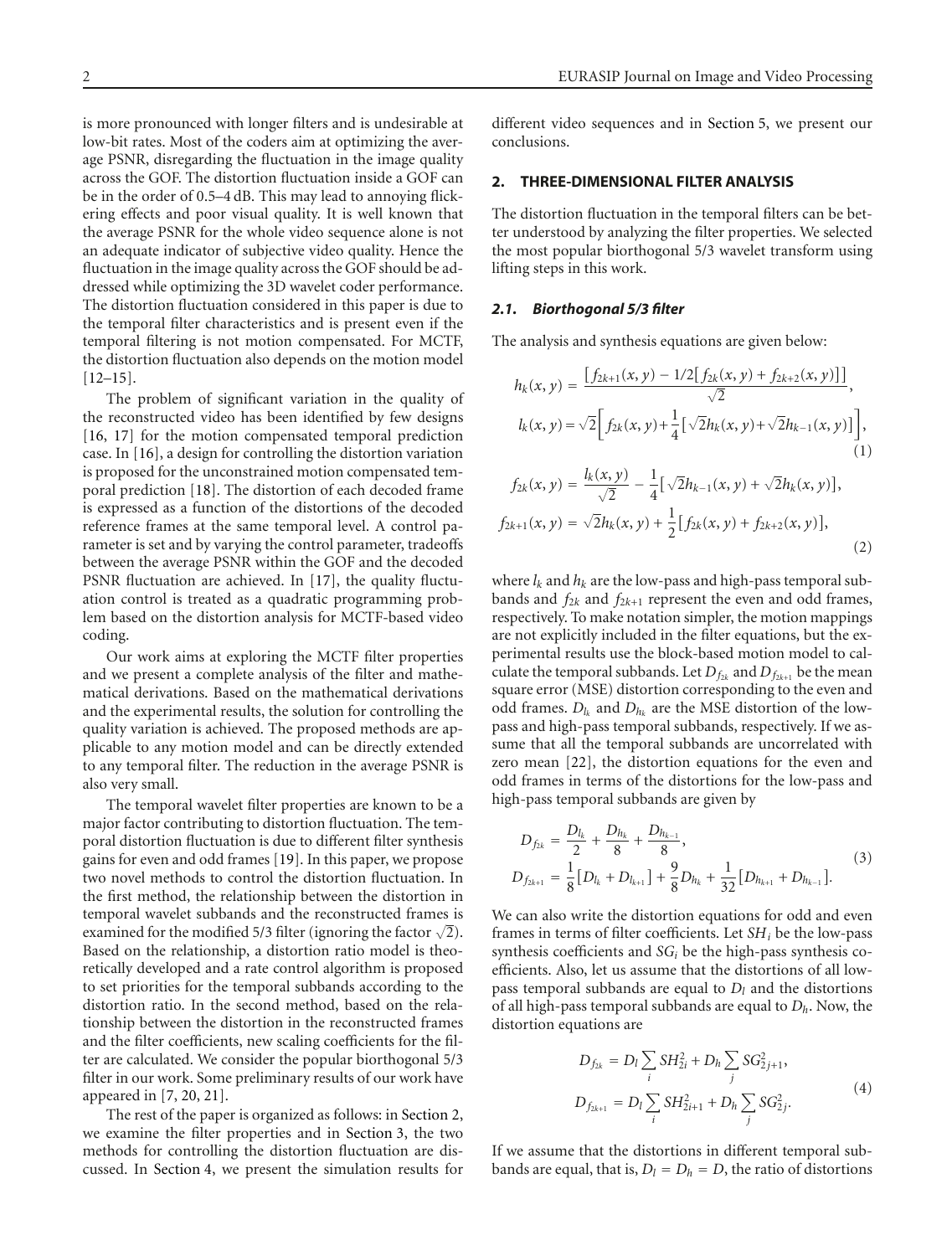is more pronounced with longer filters and is undesirable at low-bit rates. Most of the coders aim at optimizing the average PSNR, disregarding the fluctuation in the image quality across the GOF. The distortion fluctuation inside a GOF can be in the order of 0.5–4 dB. This may lead to annoying flickering effects and poor visual quality. It is well known that the average PSNR for the whole video sequence alone is not an adequate indicator of subjective video quality. Hence the fluctuation in the image quality across the GOF should be addressed while optimizing the 3D wavelet coder performance. The distortion fluctuation considered in this paper is due to the temporal filter characteristics and is present even if the temporal filtering is not motion compensated. For MCTF, the distortion fluctuation also depends on the motion model [12–15].

The problem of significant variation in the quality of the reconstructed video has been identified by few designs [16, 17] for the motion compensated temporal prediction case. In [16], a design for controlling the distortion variation is proposed for the unconstrained motion compensated temporal prediction [18]. The distortion of each decoded frame is expressed as a function of the distortions of the decoded reference frames at the same temporal level. A control parameter is set and by varying the control parameter, tradeoffs between the average PSNR within the GOF and the decoded PSNR fluctuation are achieved. In [17], the quality fluctuation control is treated as a quadratic programming problem based on the distortion analysis for MCTF-based video coding.

Our work aims at exploring the MCTF filter properties and we present a complete analysis of the filter and mathematical derivations. Based on the mathematical derivations and the experimental results, the solution for controlling the quality variation is achieved. The proposed methods are applicable to any motion model and can be directly extended to any temporal filter. The reduction in the average PSNR is also very small.

The temporal wavelet filter properties are known to be a major factor contributing to distortion fluctuation. The temporal distortion fluctuation is due to different filter synthesis gains for even and odd frames [19]. In this paper, we propose two novel methods to control the distortion fluctuation. In the first method, the relationship between the distortion in temporal wavelet subbands and the reconstructed frames is examined for the modified 5/3 filter (ignoring the factor $\sqrt{2}$). Based on the relationship, a distortion ratio model is theoretically developed and a rate control algorithm is proposed to set priorities for the temporal subbands according to the distortion ratio. In the second method, based on the relationship between the distortion in the reconstructed frames and the filter coefficients, new scaling coefficients for the filter are calculated. We consider the popular biorthogonal 5/3 filter in our work. Some preliminary results of our work have appeared in [7, 20, 21].

The rest of the paper is organized as follows: in Section 2, we examine the filter properties and in Section 3, the two methods for controlling the distortion fluctuation are discussed. In Section 4, we present the simulation results for different video sequences and in Section 5, we present our conclusions.

## 2. THREE-DIMENSIONAL FILTER ANALYSIS

The distortion fluctuation in the temporal filters can be better understood by analyzing the filter properties. We selected the most popular biorthogonal 5/3 wavelet transform using lifting steps in this work.

### 2.1. Biorthogonal 5/3 filter

The analysis and synthesis equations are given below:

$$
\begin{aligned}
h_k(x, y) &= \frac{\left[f_{2k+1}(x, y) - 1/2\left[f_{2k}(x, y) + f_{2k+2}(x, y)\right]\right]}{\sqrt{2}}, \\
l_k(x, y) &= \sqrt{2}\left[f_{2k}(x, y) + \frac{1}{4}\left[\sqrt{2}h_k(x, y) + \sqrt{2}h_{k-1}(x, y)\right]\right],
\end{aligned} \tag{1}
$$

$$
\begin{aligned}
f_{2k}(x, y) &= \frac{l_k(x, y)}{\sqrt{2}} - \frac{1}{4}\left[\sqrt{2}h_{k-1}(x, y) + \sqrt{2}h_k(x, y)\right], \\
f_{2k+1}(x, y) &= \sqrt{2}h_k(x, y) + \frac{1}{2}\left[f_{2k}(x, y) + f_{2k+2}(x, y)\right],
\end{aligned} \tag{2}
$$

where $l_k$ and $h_k$ are the low-pass and high-pass temporal subbands and $f_{2k}$ and $f_{2k+1}$ represent the even and odd frames, respectively. To make notation simpler, the motion mappings are not explicitly included in the filter equations, but the experimental results use the block-based motion model to calculate the temporal subbands. Let $D_{f_{2k}}$ and $D_{f_{2k+1}}$ be the mean square error (MSE) distortion corresponding to the even and odd frames. $D_{l_k}$ and $D_{h_k}$ are the MSE distortion of the low-pass and high-pass temporal subbands, respectively. If we assume that all the temporal subbands are uncorrelated with zero mean [22], the distortion equations for the even and odd frames in terms of the distortions for the low-pass and high-pass temporal subbands are given by

$$
\begin{aligned}
D_{f_{2k}} &= \frac{D_{l_k}}{2} + \frac{D_{h_k}}{8} + \frac{D_{h_{k-1}}}{8}, \\
D_{f_{2k+1}} &= \frac{1}{8}\left[D_{l_k} + D_{l_{k+1}}\right] + \frac{9}{8}D_{h_k} + \frac{1}{32}\left[D_{h_{k+1}} + D_{h_{k-1}}\right].
\end{aligned} \tag{3}
$$

We can also write the distortion equations for odd and even frames in terms of filter coefficients. Let $SH_i$ be the low-pass synthesis coefficients and $SG_i$ be the high-pass synthesis coefficients. Also, let us assume that the distortions of all low-pass temporal subbands are equal to $D_l$ and the distortions of all high-pass temporal subbands are equal to $D_h$. Now, the distortion equations are

$$
\begin{aligned}
D_{f_{2k}} &= D_l \sum_i SH_{2i}^2 + D_h \sum_j SG_{2j+1}^2, \\
D_{f_{2k+1}} &= D_l \sum_i SH_{2i+1}^2 + D_h \sum_j SG_{2j}^2.
\end{aligned} \tag{4}
$$

If we assume that the distortions in different temporal subbands are equal, that is, $D_l = D_h = D$, the ratio of distortions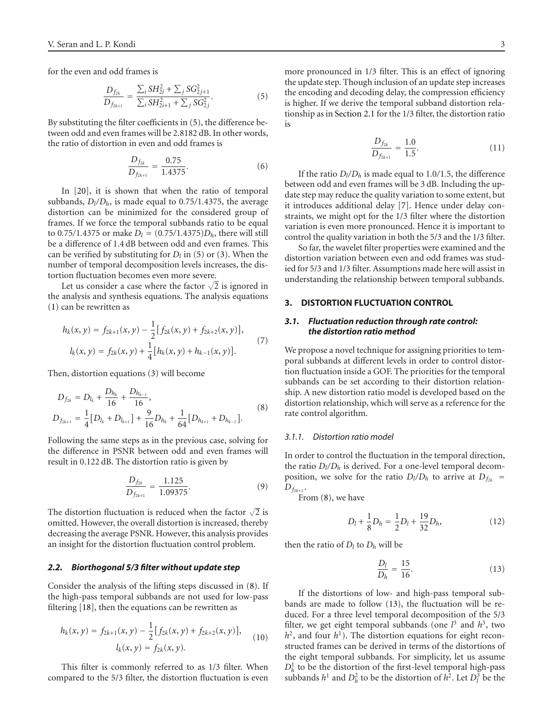for the even and odd frames is

$$\frac{D_{f_{2k}}}{D_{f_{2k+1}}} = \frac{\sum_i SH_{2i}^2 + \sum_j SG_{2j+1}^2}{\sum_i SH_{2i+1}^2 + \sum_j SG_{2j}^2}. \tag{5}$$

By substituting the filter coefficients in (5), the difference between odd and even frames will be 2.8182 dB. In other words, the ratio of distortion in even and odd frames is

$$\frac{D_{f_{2k}}}{D_{f_{2k+1}}} = \frac{0.75}{1.4375}. \tag{6}$$

In [20], it is shown that when the ratio of temporal subbands, $D_l/D_h$, is made equal to 0.75/1.4375, the average distortion can be minimized for the considered group of frames. If we force the temporal subbands ratio to be equal to 0.75/1.4375 or make $D_l = (0.75/1.4375)D_h$, there will still be a difference of 1.4 dB between odd and even frames. This can be verified by substituting for $D_l$ in (5) or (3). When the number of temporal decomposition levels increases, the distortion fluctuation becomes even more severe.

Let us consider a case where the factor $\sqrt{2}$ is ignored in the analysis and synthesis equations. The analysis equations (1) can be rewritten as

$$\begin{aligned} h_k(x,y) &= f_{2k+1}(x,y) - \frac{1}{2}\left[f_{2k}(x,y) + f_{2k+2}(x,y)\right], \\ l_k(x,y) &= f_{2k}(x,y) + \frac{1}{4}\left[h_k(x,y) + h_{k-1}(x,y)\right]. \end{aligned} \tag{7}$$

Then, distortion equations (3) will become

$$\begin{aligned} D_{f_{2k}} &= D_{l_k} + \frac{D_{h_k}}{16} + \frac{D_{h_{k-1}}}{16}, \\ D_{f_{2k+1}} &= \frac{1}{4}\left[D_{l_k} + D_{l_{k+1}}\right] + \frac{9}{16}D_{h_k} + \frac{1}{64}\left[D_{h_{k+1}} + D_{h_{k-1}}\right]. \end{aligned} \tag{8}$$

Following the same steps as in the previous case, solving for the difference in PSNR between odd and even frames will result in 0.122 dB. The distortion ratio is given by

$$\frac{D_{f_{2k}}}{D_{f_{2k+1}}} = \frac{1.125}{1.09375}. \tag{9}$$

The distortion fluctuation is reduced when the factor $\sqrt{2}$ is omitted. However, the overall distortion is increased, thereby decreasing the average PSNR. However, this analysis provides an insight for the distortion fluctuation control problem.

### *2.2. Biorthogonal 5/3 filter without update step*

Consider the analysis of the lifting steps discussed in (8). If the high-pass temporal subbands are not used for low-pass filtering [18], then the equations can be rewritten as

$$\begin{aligned} h_k(x,y) &= f_{2k+1}(x,y) - \frac{1}{2}\left[f_{2k}(x,y) + f_{2k+2}(x,y)\right], \\ l_k(x,y) &= f_{2k}(x,y). \end{aligned} \tag{10}$$

This filter is commonly referred to as 1/3 filter. When compared to the 5/3 filter, the distortion fluctuation is even more pronounced in 1/3 filter. This is an effect of ignoring the update step. Though inclusion of an update step increases the encoding and decoding delay, the compression efficiency is higher. If we derive the temporal subband distortion relationship as in Section 2.1 for the 1/3 filter, the distortion ratio is

$$\frac{D_{f_{2k}}}{D_{f_{2k+1}}} = \frac{1.0}{1.5}. \tag{11}$$

If the ratio $D_l/D_h$ is made equal to 1.0/1.5, the difference between odd and even frames will be 3 dB. Including the update step may reduce the quality variation to some extent, but it introduces additional delay [7]. Hence under delay constraints, we might opt for the 1/3 filter where the distortion variation is even more pronounced. Hence it is important to control the quality variation in both the 5/3 and the 1/3 filter.

So far, the wavelet filter properties were examined and the distortion variation between even and odd frames was studied for 5/3 and 1/3 filter. Assumptions made here will assist in understanding the relationship between temporal subbands.

## 3. DISTORTION FLUCTUATION CONTROL

### *3.1. Fluctuation reduction through rate control: the distortion ratio method*

We propose a novel technique for assigning priorities to temporal subbands at different levels in order to control distortion fluctuation inside a GOF. The priorities for the temporal subbands can be set according to their distortion relationship. A new distortion ratio model is developed based on the distortion relationship, which will serve as a reference for the rate control algorithm.

#### *3.1.1. Distortion ratio model*

In order to control the fluctuation in the temporal direction, the ratio $D_l/D_h$ is derived. For a one-level temporal decomposition, we solve for the ratio $D_l/D_h$ to arrive at $D_{f_{2k}} = D_{f_{2k+1}}$.

From (8), we have

$$D_l + \frac{1}{8}D_h = \frac{1}{2}D_l + \frac{19}{32}D_h, \tag{12}$$

then the ratio of $D_l$ to $D_h$ will be

$$\frac{D_l}{D_h} = \frac{15}{16}. \tag{13}$$

If the distortions of low- and high-pass temporal subbands are made to follow (13), the fluctuation will be reduced. For a three level temporal decomposition of the 5/3 filter, we get eight temporal subbands (one $l^3$ and $h^3$, two $h^2$, and four $h^1$). The distortion equations for eight reconstructed frames can be derived in terms of the distortions of the eight temporal subbands. For simplicity, let us assume $D_h^1$ to be the distortion of the first-level temporal high-pass subbands $h^1$ and $D_h^2$ to be the distortion of $h^2$. Let $D_l^3$ be the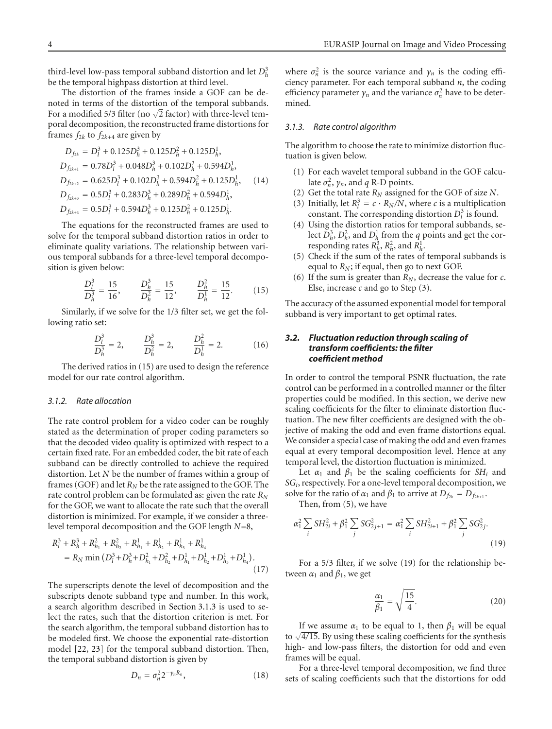third-level low-pass temporal subband distortion and let $D_h^3$ be the temporal highpass distortion at third level.

The distortion of the frames inside a GOF can be denoted in terms of the distortion of the temporal subbands. For a modified 5/3 filter (no $\sqrt{2}$ factor) with three-level temporal decomposition, the reconstructed frame distortions for frames $f_{2k}$ to $f_{2k+4}$ are given by

$$
\begin{aligned}
D_{f_{2k}} &= D_l^3 + 0.125D_h^3 + 0.125D_h^2 + 0.125D_h^1,\\
D_{f_{2k+1}} &= 0.78D_l^3 + 0.048D_h^3 + 0.102D_h^2 + 0.594D_h^1,\\
D_{f_{2k+2}} &= 0.625D_l^3 + 0.102D_h^3 + 0.594D_h^2 + 0.125D_h^1,\\
D_{f_{2k+3}} &= 0.5D_l^3 + 0.283D_h^3 + 0.289D_h^2 + 0.594D_h^1,\\
D_{f_{2k+4}} &= 0.5D_l^3 + 0.594D_h^3 + 0.125D_h^2 + 0.125D_h^1.
\end{aligned}
\tag{14}
$$

The equations for the reconstructed frames are used to solve for the temporal subband distortion ratios in order to eliminate quality variations. The relationship between various temporal subbands for a three-level temporal decomposition is given below:

$$
\frac{D_l^3}{D_h^3} = \frac{15}{16}, \qquad \frac{D_h^3}{D_h^2} = \frac{15}{12}, \qquad \frac{D_h^2}{D_h^1} = \frac{15}{12}. \tag{15}
$$

Similarly, if we solve for the 1/3 filter set, we get the following ratio set:

$$
\frac{D_l^3}{D_h^3} = 2, \qquad \frac{D_h^3}{D_h^2} = 2, \qquad \frac{D_h^2}{D_h^1} = 2. \tag{16}
$$

The derived ratios in (15) are used to design the reference model for our rate control algorithm.

#### 3.1.2. Rate allocation

The rate control problem for a video coder can be roughly stated as the determination of proper coding parameters so that the decoded video quality is optimized with respect to a certain fixed rate. For an embedded coder, the bit rate of each subband can be directly controlled to achieve the required distortion. Let $N$ be the number of frames within a group of frames (GOF) and let $R_N$ be the rate assigned to the GOF. The rate control problem can be formulated as: given the rate $R_N$ for the GOF, we want to allocate the rate such that the overall distortion is minimized. For example, if we consider a three-level temporal decomposition and the GOF length $N$=8,

$$
\begin{aligned}
&R_l^3 + R_h^3 + R_{h_1}^2 + R_{h_2}^2 + R_{h_1}^1 + R_{h_2}^1 + R_{h_3}^1 + R_{h_4}^1\\
&\quad = R_N \min\left(D_l^3 + D_h^3 + D_{h_1}^2 + D_{h_2}^2 + D_{h_1}^1 + D_{h_2}^1 + D_{h_3}^1 + D_{h_4}^1\right).
\end{aligned}
\tag{17}
$$

The superscripts denote the level of decomposition and the subscripts denote subband type and number. In this work, a search algorithm described in Section 3.1.3 is used to select the rates, such that the distortion criterion is met. For the search algorithm, the temporal subband distortion has to be modeled first. We choose the exponential rate-distortion model [22, 23] for the temporal subband distortion. Then, the temporal subband distortion is given by

$$
D_n = \sigma_n^2 2^{-\gamma_n R_n}, \tag{18}
$$

where $\sigma_n^2$ is the source variance and $\gamma_n$ is the coding efficiency parameter. For each temporal subband $n$, the coding efficiency parameter $\gamma_n$ and the variance $\sigma_n^2$ have to be determined.

#### 3.1.3. Rate control algorithm

The algorithm to choose the rate to minimize distortion fluctuation is given below.

(1) For each wavelet temporal subband in the GOF calculate $\sigma_n^2$, $\gamma_n$, and $q$ R-D points.
(2) Get the total rate $R_N$ assigned for the GOF of size $N$.
(3) Initially, let $R_l^3 = c \cdot R_N/N$, where $c$ is a multiplication constant. The corresponding distortion $D_l^3$ is found.
(4) Using the distortion ratios for temporal subbands, select $D_h^3$, $D_h^2$, and $D_h^1$ from the $q$ points and get the corresponding rates $R_h^3$, $R_h^2$, and $R_h^1$.
(5) Check if the sum of the rates of temporal subbands is equal to $R_N$; if equal, then go to next GOF.
(6) If the sum is greater than $R_N$, decrease the value for $c$. Else, increase $c$ and go to Step (3).

The accuracy of the assumed exponential model for temporal subband is very important to get optimal rates.

### 3.2. Fluctuation reduction through scaling of transform coefficients: the filter coefficient method

In order to control the temporal PSNR fluctuation, the rate control can be performed in a controlled manner or the filter properties could be modified. In this section, we derive new scaling coefficients for the filter to eliminate distortion fluctuation. The new filter coefficients are designed with the objective of making the odd and even frame distortions equal. We consider a special case of making the odd and even frames equal at every temporal decomposition level. Hence at any temporal level, the distortion fluctuation is minimized.

Let $\alpha_1$ and $\beta_1$ be the scaling coefficients for $SH_i$ and $SG_i$, respectively. For a one-level temporal decomposition, we solve for the ratio of $\alpha_1$ and $\beta_1$ to arrive at $D_{f_{2k}} = D_{f_{2k+1}}$.

Then, from (5), we have

$$
\alpha_1^2 \sum_i SH_{2i}^2 + \beta_1^2 \sum_j SG_{2j+1}^2 = \alpha_1^2 \sum_i SH_{2i+1}^2 + \beta_1^2 \sum_j SG_{2j}^2. \tag{19}
$$

For a 5/3 filter, if we solve (19) for the relationship between $\alpha_1$ and $\beta_1$, we get

$$
\frac{\alpha_1}{\beta_1} = \sqrt{\frac{15}{4}}. \tag{20}
$$

If we assume $\alpha_1$ to be equal to 1, then $\beta_1$ will be equal to $\sqrt{4/15}$. By using these scaling coefficients for the synthesis high- and low-pass filters, the distortion for odd and even frames will be equal.

For a three-level temporal decomposition, we find three sets of scaling coefficients such that the distortions for odd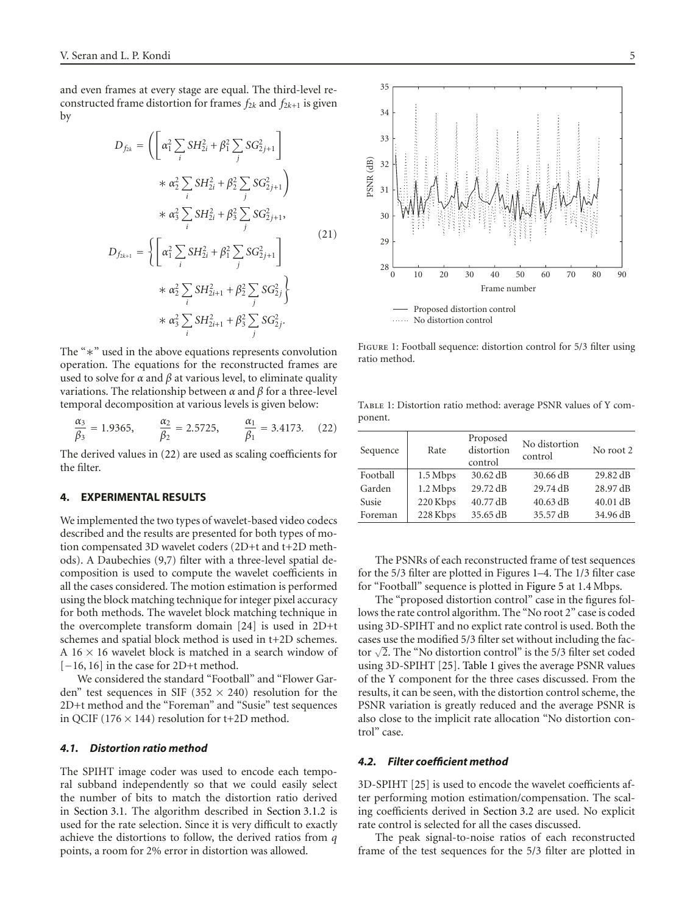and even frames at every stage are equal. The third-level reconstructed frame distortion for frames $f_{2k}$ and $f_{2k+1}$ is given by

$$
\begin{aligned}
D_{f_{2k}} = {} & \left( \left[ \alpha_1^2 \sum_i SH_{2i}^2 + \beta_1^2 \sum_j SG_{2j+1}^2 \right] \right. \\
& \left. * \alpha_2^2 \sum_i SH_{2i}^2 + \beta_2^2 \sum_j SG_{2j+1}^2 \right) \\
& * \alpha_3^2 \sum_i SH_{2i}^2 + \beta_3^2 \sum_j SG_{2j+1}^2, \\
D_{f_{2k+1}} = {} & \left\{ \left[ \alpha_1^2 \sum_i SH_{2i}^2 + \beta_1^2 \sum_j SG_{2j+1}^2 \right] \right. \\
& \left. * \alpha_2^2 \sum_i SH_{2i+1}^2 + \beta_2^2 \sum_j SG_{2j}^2 \right\} \\
& * \alpha_3^2 \sum_i SH_{2i+1}^2 + \beta_3^2 \sum_j SG_{2j}^2.
\end{aligned}
\tag{21}
$$

The "$*$" used in the above equations represents convolution operation. The equations for the reconstructed frames are used to solve for $\alpha$ and $\beta$ at various level, to eliminate quality variations. The relationship between $\alpha$ and $\beta$ for a three-level temporal decomposition at various levels is given below:

$$
\frac{\alpha_3}{\beta_3} = 1.9365, \qquad \frac{\alpha_2}{\beta_2} = 2.5725, \qquad \frac{\alpha_1}{\beta_1} = 3.4173. \tag{22}
$$

The derived values in (22) are used as scaling coefficients for the filter.

## 4. EXPERIMENTAL RESULTS

We implemented the two types of wavelet-based video codecs described and the results are presented for both types of motion compensated 3D wavelet coders (2D+t and t+2D methods). A Daubechies (9,7) filter with a three-level spatial decomposition is used to compute the wavelet coefficients in all the cases considered. The motion estimation is performed using the block matching technique for integer pixel accuracy for both methods. The wavelet block matching technique in the overcomplete transform domain [24] is used in 2D+t schemes and spatial block method is used in t+2D schemes. A $16 \times 16$ wavelet block is matched in a search window of $[-16, 16]$ in the case for 2D+t method.

We considered the standard "Football" and "Flower Garden" test sequences in SIF ($352 \times 240$) resolution for the 2D+t method and the "Foreman" and "Susie" test sequences in QCIF ($176 \times 144$) resolution for t+2D method.

### 4.1. Distortion ratio method

The SPIHT image coder was used to encode each temporal subband independently so that we could easily select the number of bits to match the distortion ratio derived in Section 3.1. The algorithm described in Section 3.1.2 is used for the rate selection. Since it is very difficult to exactly achieve the distortions to follow, the derived ratios from $q$ points, a room for 2% error in distortion was allowed.

Figure 1: Football sequence: distortion control for 5/3 filter using ratio method.

Table 1: Distortion ratio method: average PSNR values of Y component.

| Sequence | Rate | Proposed distortion control | No distortion control | No root 2 |
|---|---|---|---|---|
| Football | 1.5 Mbps | 30.62 dB | 30.66 dB | 29.82 dB |
| Garden | 1.2 Mbps | 29.72 dB | 29.74 dB | 28.97 dB |
| Susie | 220 Kbps | 40.77 dB | 40.63 dB | 40.01 dB |
| Foreman | 228 Kbps | 35.65 dB | 35.57 dB | 34.96 dB |

The PSNRs of each reconstructed frame of test sequences for the 5/3 filter are plotted in Figures 1–4. The 1/3 filter case for "Football" sequence is plotted in Figure 5 at 1.4 Mbps.

The "proposed distortion control" case in the figures follows the rate control algorithm. The "No root 2" case is coded using 3D-SPIHT and no explict rate control is used. Both the cases use the modified 5/3 filter set without including the factor $\sqrt{2}$. The "No distortion control" is the 5/3 filter set coded using 3D-SPIHT [25]. Table 1 gives the average PSNR values of the Y component for the three cases discussed. From the results, it can be seen, with the distortion control scheme, the PSNR variation is greatly reduced and the average PSNR is also close to the implicit rate allocation "No distortion control" case.

### 4.2. Filter coefficient method

3D-SPIHT [25] is used to encode the wavelet coefficients after performing motion estimation/compensation. The scaling coefficients derived in Section 3.2 are used. No explicit rate control is selected for all the cases discussed.

The peak signal-to-noise ratios of each reconstructed frame of the test sequences for the 5/3 filter are plotted in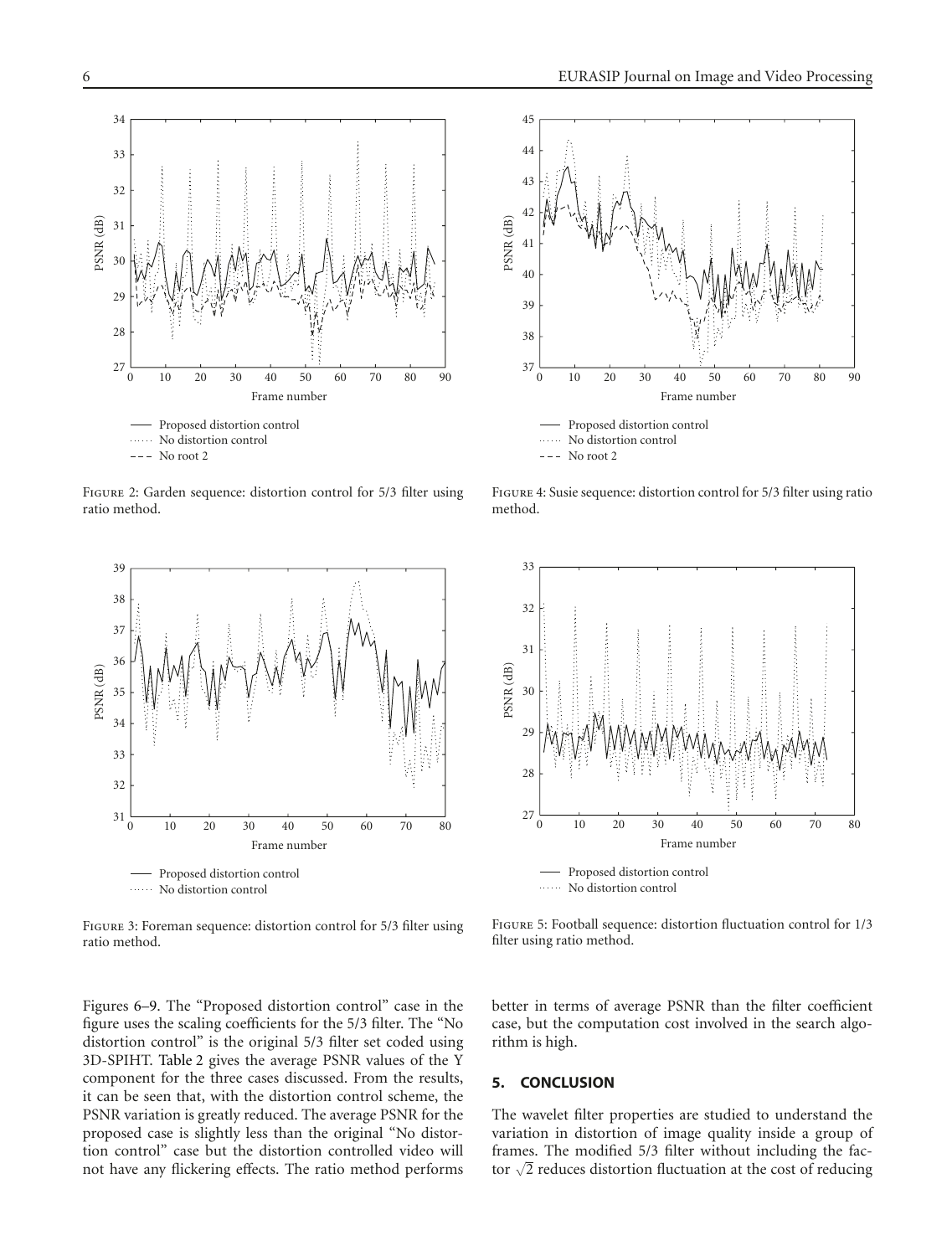Figure 2: Garden sequence: distortion control for 5/3 filter using ratio method.

Figure 3: Foreman sequence: distortion control for 5/3 filter using ratio method.

Figure 4: Susie sequence: distortion control for 5/3 filter using ratio method.

Figure 5: Football sequence: distortion fluctuation control for 1/3 filter using ratio method.

Figures 6–9. The "Proposed distortion control" case in the figure uses the scaling coefficients for the 5/3 filter. The "No distortion control" is the original 5/3 filter set coded using 3D-SPIHT. Table 2 gives the average PSNR values of the Y component for the three cases discussed. From the results, it can be seen that, with the distortion control scheme, the PSNR variation is greatly reduced. The average PSNR for the proposed case is slightly less than the original "No distortion control" case but the distortion controlled video will not have any flickering effects. The ratio method performs better in terms of average PSNR than the filter coefficient case, but the computation cost involved in the search algorithm is high.

## 5. CONCLUSION

The wavelet filter properties are studied to understand the variation in distortion of image quality inside a group of frames. The modified 5/3 filter without including the factor $\sqrt{2}$ reduces distortion fluctuation at the cost of reducing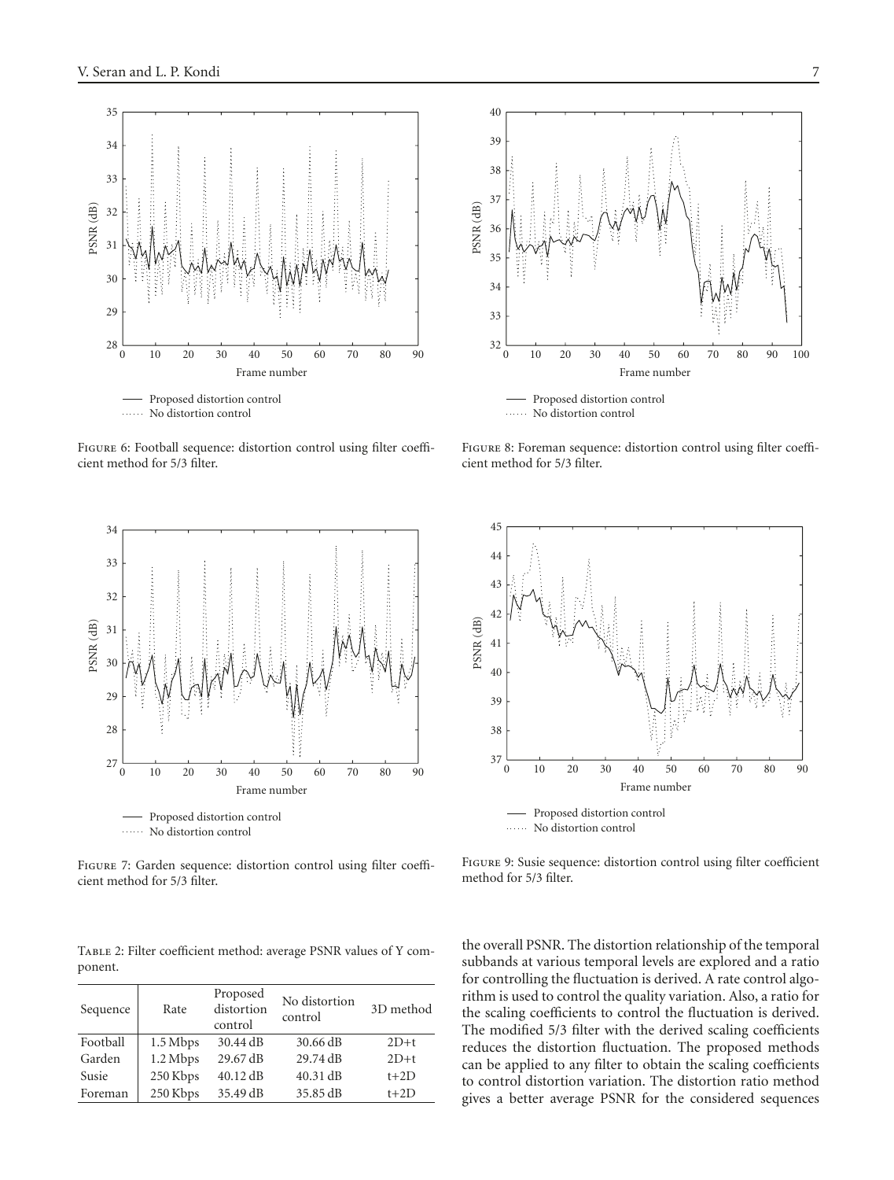Figure 6: Football sequence: distortion control using filter coefficient method for 5/3 filter.

Figure 7: Garden sequence: distortion control using filter coefficient method for 5/3 filter.

Figure 8: Foreman sequence: distortion control using filter coefficient method for 5/3 filter.

Figure 9: Susie sequence: distortion control using filter coefficient method for 5/3 filter.

Table 2: Filter coefficient method: average PSNR values of Y component.

| Sequence | Rate | Proposed distortion control | No distortion control | 3D method |
|---|---|---|---|---|
| Football | 1.5 Mbps | 30.44 dB | 30.66 dB | 2D+t |
| Garden | 1.2 Mbps | 29.67 dB | 29.74 dB | 2D+t |
| Susie | 250 Kbps | 40.12 dB | 40.31 dB | t+2D |
| Foreman | 250 Kbps | 35.49 dB | 35.85 dB | t+2D |

the overall PSNR. The distortion relationship of the temporal subbands at various temporal levels are explored and a ratio for controlling the fluctuation is derived. A rate control algorithm is used to control the quality variation. Also, a ratio for the scaling coefficients to control the fluctuation is derived. The modified 5/3 filter with the derived scaling coefficients reduces the distortion fluctuation. The proposed methods can be applied to any filter to obtain the scaling coefficients to control distortion variation. The distortion ratio method gives a better average PSNR for the considered sequences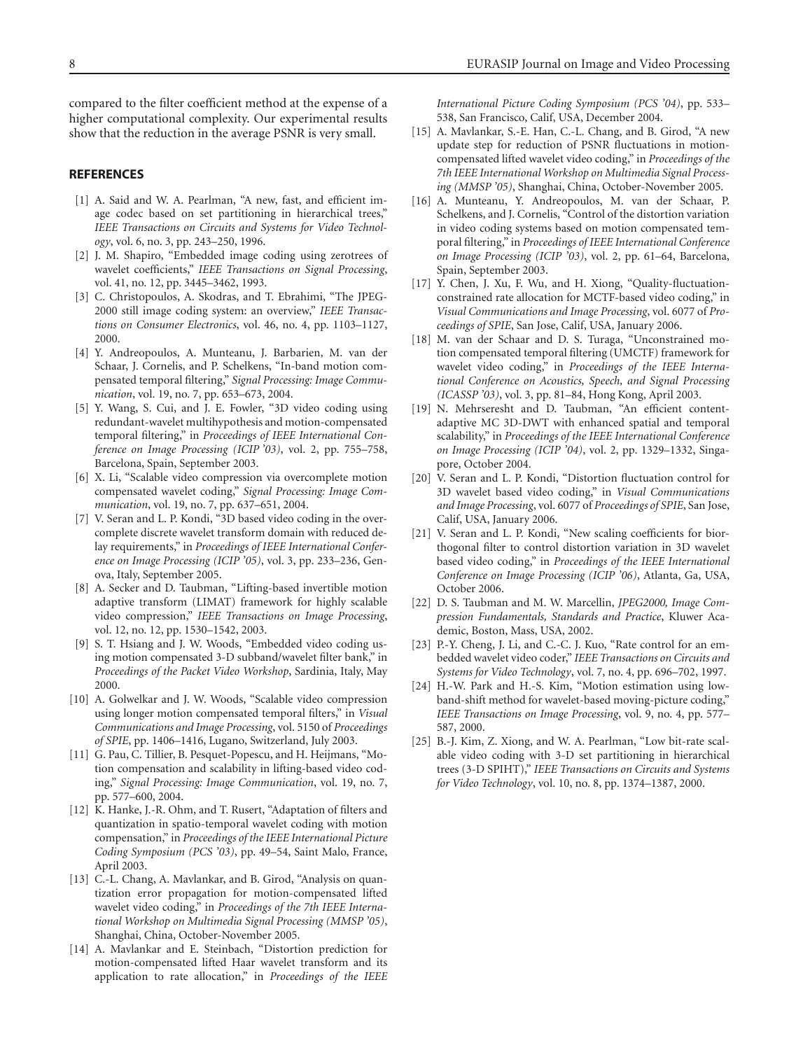compared to the filter coefficient method at the expense of a higher computational complexity. Our experimental results show that the reduction in the average PSNR is very small.

## REFERENCES

[1] A. Said and W. A. Pearlman, "A new, fast, and efficient image codec based on set partitioning in hierarchical trees," *IEEE Transactions on Circuits and Systems for Video Technology*, vol. 6, no. 3, pp. 243–250, 1996.

[2] J. M. Shapiro, "Embedded image coding using zerotrees of wavelet coefficients," *IEEE Transactions on Signal Processing*, vol. 41, no. 12, pp. 3445–3462, 1993.

[3] C. Christopoulos, A. Skodras, and T. Ebrahimi, "The JPEG-2000 still image coding system: an overview," *IEEE Transactions on Consumer Electronics*, vol. 46, no. 4, pp. 1103–1127, 2000.

[4] Y. Andreopoulos, A. Munteanu, J. Barbarien, M. van der Schaar, J. Cornelis, and P. Schelkens, "In-band motion compensated temporal filtering," *Signal Processing: Image Communication*, vol. 19, no. 7, pp. 653–673, 2004.

[5] Y. Wang, S. Cui, and J. E. Fowler, "3D video coding using redundant-wavelet multihypothesis and motion-compensated temporal filtering," in *Proceedings of IEEE International Conference on Image Processing (ICIP '03)*, vol. 2, pp. 755–758, Barcelona, Spain, September 2003.

[6] X. Li, "Scalable video compression via overcomplete motion compensated wavelet coding," *Signal Processing: Image Communication*, vol. 19, no. 7, pp. 637–651, 2004.

[7] V. Seran and L. P. Kondi, "3D based video coding in the overcomplete discrete wavelet transform domain with reduced delay requirements," in *Proceedings of IEEE International Conference on Image Processing (ICIP '05)*, vol. 3, pp. 233–236, Genova, Italy, September 2005.

[8] A. Secker and D. Taubman, "Lifting-based invertible motion adaptive transform (LIMAT) framework for highly scalable video compression," *IEEE Transactions on Image Processing*, vol. 12, no. 12, pp. 1530–1542, 2003.

[9] S. T. Hsiang and J. W. Woods, "Embedded video coding using motion compensated 3-D subband/wavelet filter bank," in *Proceedings of the Packet Video Workshop*, Sardinia, Italy, May 2000.

[10] A. Golwelkar and J. W. Woods, "Scalable video compression using longer motion compensated temporal filters," in *Visual Communications and Image Processing*, vol. 5150 of *Proceedings of SPIE*, pp. 1406–1416, Lugano, Switzerland, July 2003.

[11] G. Pau, C. Tillier, B. Pesquet-Popescu, and H. Heijmans, "Motion compensation and scalability in lifting-based video coding," *Signal Processing: Image Communication*, vol. 19, no. 7, pp. 577–600, 2004.

[12] K. Hanke, J.-R. Ohm, and T. Rusert, "Adaptation of filters and quantization in spatio-temporal wavelet coding with motion compensation," in *Proceedings of the IEEE International Picture Coding Symposium (PCS '03)*, pp. 49–54, Saint Malo, France, April 2003.

[13] C.-L. Chang, A. Mavlankar, and B. Girod, "Analysis on quantization error propagation for motion-compensated lifted wavelet video coding," in *Proceedings of the 7th IEEE International Workshop on Multimedia Signal Processing (MMSP '05)*, Shanghai, China, October-November 2005.

[14] A. Mavlankar and E. Steinbach, "Distortion prediction for motion-compensated lifted Haar wavelet transform and its application to rate allocation," in *Proceedings of the IEEE International Picture Coding Symposium (PCS '04)*, pp. 533–538, San Francisco, Calif, USA, December 2004.

[15] A. Mavlankar, S.-E. Han, C.-L. Chang, and B. Girod, "A new update step for reduction of PSNR fluctuations in motion-compensated lifted wavelet video coding," in *Proceedings of the 7th IEEE International Workshop on Multimedia Signal Processing (MMSP '05)*, Shanghai, China, October-November 2005.

[16] A. Munteanu, Y. Andreopoulos, M. van der Schaar, P. Schelkens, and J. Cornelis, "Control of the distortion variation in video coding systems based on motion compensated temporal filtering," in *Proceedings of IEEE International Conference on Image Processing (ICIP '03)*, vol. 2, pp. 61–64, Barcelona, Spain, September 2003.

[17] Y. Chen, J. Xu, F. Wu, and H. Xiong, "Quality-fluctuation-constrained rate allocation for MCTF-based video coding," in *Visual Communications and Image Processing*, vol. 6077 of *Proceedings of SPIE*, San Jose, Calif, USA, January 2006.

[18] M. van der Schaar and D. S. Turaga, "Unconstrained motion compensated temporal filtering (UMCTF) framework for wavelet video coding," in *Proceedings of the IEEE International Conference on Acoustics, Speech, and Signal Processing (ICASSP '03)*, vol. 3, pp. 81–84, Hong Kong, April 2003.

[19] N. Mehrseresht and D. Taubman, "An efficient content-adaptive MC 3D-DWT with enhanced spatial and temporal scalability," in *Proceedings of the IEEE International Conference on Image Processing (ICIP '04)*, vol. 2, pp. 1329–1332, Singapore, October 2004.

[20] V. Seran and L. P. Kondi, "Distortion fluctuation control for 3D wavelet based video coding," in *Visual Communications and Image Processing*, vol. 6077 of *Proceedings of SPIE*, San Jose, Calif, USA, January 2006.

[21] V. Seran and L. P. Kondi, "New scaling coefficients for biorthogonal filter to control distortion variation in 3D wavelet based video coding," in *Proceedings of the IEEE International Conference on Image Processing (ICIP '06)*, Atlanta, Ga, USA, October 2006.

[22] D. S. Taubman and M. W. Marcellin, *JPEG2000, Image Compression Fundamentals, Standards and Practice*, Kluwer Academic, Boston, Mass, USA, 2002.

[23] P.-Y. Cheng, J. Li, and C.-C. J. Kuo, "Rate control for an embedded wavelet video coder," *IEEE Transactions on Circuits and Systems for Video Technology*, vol. 7, no. 4, pp. 696–702, 1997.

[24] H.-W. Park and H.-S. Kim, "Motion estimation using low-band-shift method for wavelet-based moving-picture coding," *IEEE Transactions on Image Processing*, vol. 9, no. 4, pp. 577–587, 2000.

[25] B.-J. Kim, Z. Xiong, and W. A. Pearlman, "Low bit-rate scalable video coding with 3-D set partitioning in hierarchical trees (3-D SPIHT)," *IEEE Transactions on Circuits and Systems for Video Technology*, vol. 10, no. 8, pp. 1374–1387, 2000.